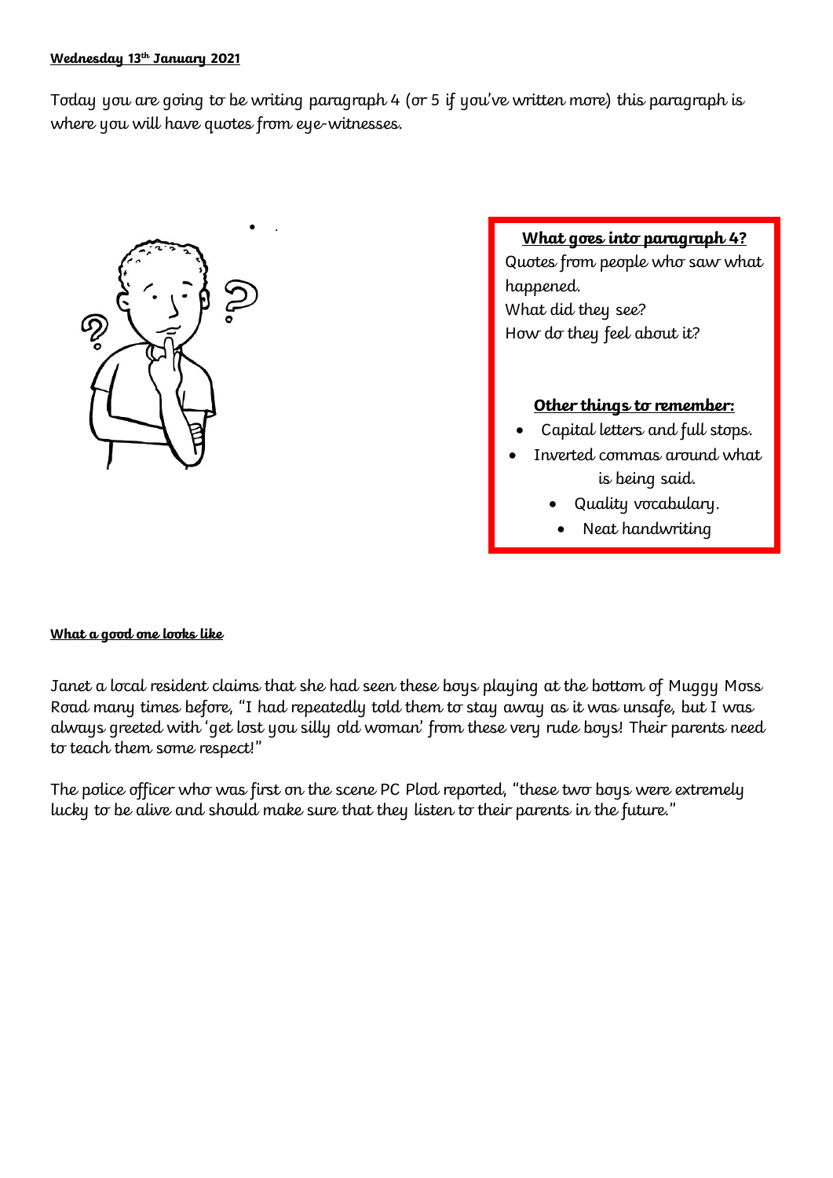**Wednesday 13th January 2021**

Today you are going to be writing paragraph 4 (or 5 if you've written more) this paragraph is where you will have quotes from eye-witnesses.

**What goes into paragraph 4?**

Quotes from people who saw what happened.
What did they see?
How do they feel about it?

**Other things to remember:**

- Capital letters and full stops.
- Inverted commas around what is being said.
- Quality vocabulary.
- Neat handwriting

**What a good one looks like**

Janet a local resident claims that she had seen these boys playing at the bottom of Muggy Moss Road many times before, "I had repeatedly told them to stay away as it was unsafe, but I was always greeted with 'get lost you silly old woman' from these very rude boys! Their parents need to teach them some respect!"

The police officer who was first on the scene PC Plod reported, "these two boys were extremely lucky to be alive and should make sure that they listen to their parents in the future."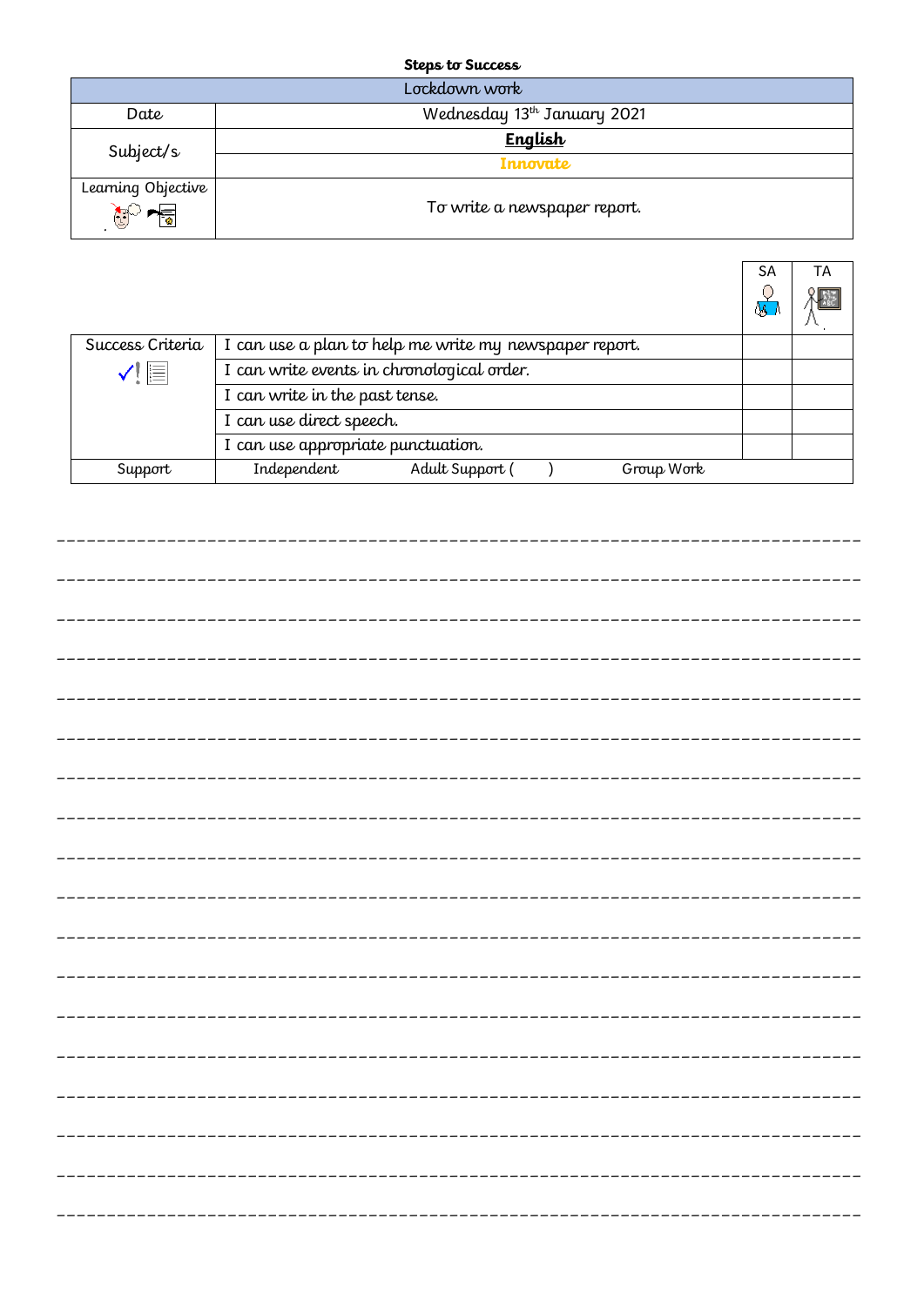**Steps to Success**

| | |
|---|---|
| Lockdown work | |
| Date | Wednesday 13th January 2021 |
| Subject/s | **English** |
| | **Innovate** |
| Learning Objective | To write a newspaper report. |

| | | SA | TA |
|---|---|---|---|
| Success Criteria | I can use a plan to help me write my newspaper report. | | |
| | I can write events in chronological order. | | |
| | I can write in the past tense. | | |
| | I can use direct speech. | | |
| | I can use appropriate punctuation. | | |
| Support | Independent &nbsp;&nbsp;&nbsp; Adult Support ( &nbsp;&nbsp; ) &nbsp;&nbsp;&nbsp; Group Work | | |